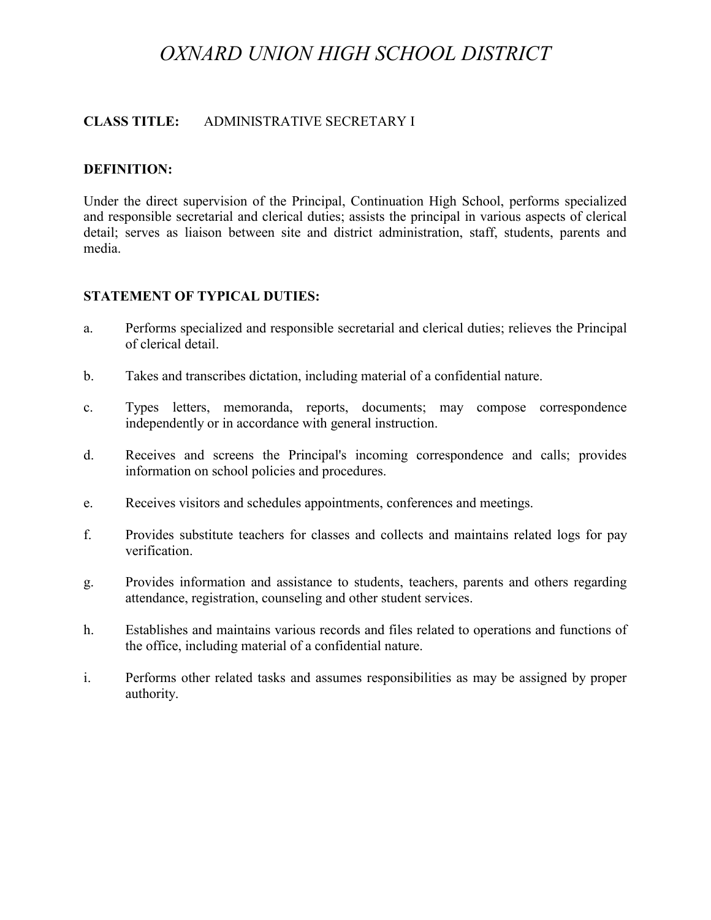# *OXNARD UNION HIGH SCHOOL DISTRICT*

**CLASS TITLE:** ADMINISTRATIVE SECRETARY I

**DEFINITION:**

Under the direct supervision of the Principal, Continuation High School, performs specialized and responsible secretarial and clerical duties; assists the principal in various aspects of clerical detail; serves as liaison between site and district administration, staff, students, parents and media.

**STATEMENT OF TYPICAL DUTIES:**

a. Performs specialized and responsible secretarial and clerical duties; relieves the Principal of clerical detail.

b. Takes and transcribes dictation, including material of a confidential nature.

c. Types letters, memoranda, reports, documents; may compose correspondence independently or in accordance with general instruction.

d. Receives and screens the Principal's incoming correspondence and calls; provides information on school policies and procedures.

e. Receives visitors and schedules appointments, conferences and meetings.

f. Provides substitute teachers for classes and collects and maintains related logs for pay verification.

g. Provides information and assistance to students, teachers, parents and others regarding attendance, registration, counseling and other student services.

h. Establishes and maintains various records and files related to operations and functions of the office, including material of a confidential nature.

i. Performs other related tasks and assumes responsibilities as may be assigned by proper authority.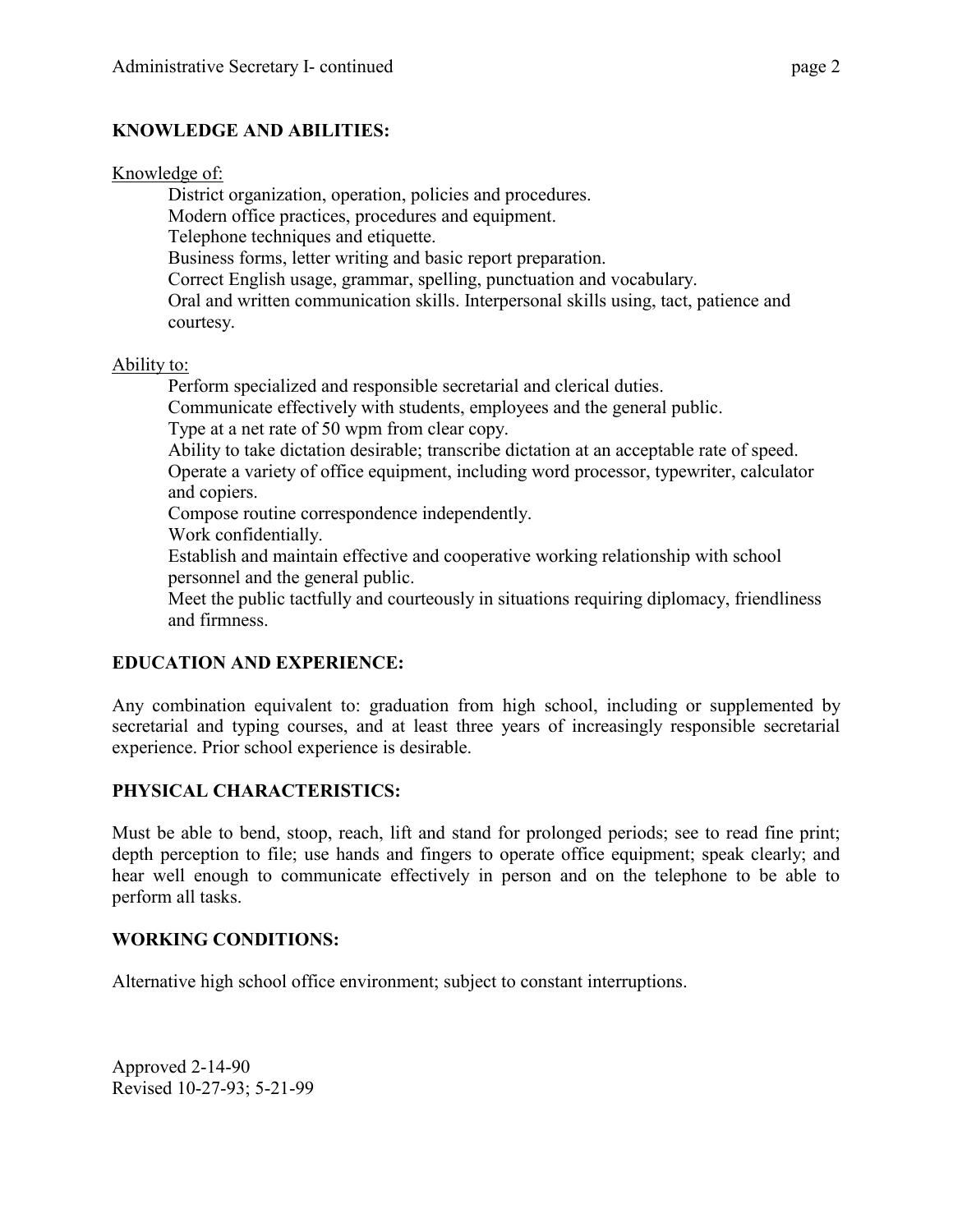## KNOWLEDGE AND ABILITIES:

Knowledge of:

District organization, operation, policies and procedures.
Modern office practices, procedures and equipment.
Telephone techniques and etiquette.
Business forms, letter writing and basic report preparation.
Correct English usage, grammar, spelling, punctuation and vocabulary.
Oral and written communication skills. Interpersonal skills using, tact, patience and courtesy.

Ability to:

Perform specialized and responsible secretarial and clerical duties.
Communicate effectively with students, employees and the general public.
Type at a net rate of 50 wpm from clear copy.
Ability to take dictation desirable; transcribe dictation at an acceptable rate of speed.
Operate a variety of office equipment, including word processor, typewriter, calculator and copiers.
Compose routine correspondence independently.
Work confidentially.
Establish and maintain effective and cooperative working relationship with school personnel and the general public.
Meet the public tactfully and courteously in situations requiring diplomacy, friendliness and firmness.

## EDUCATION AND EXPERIENCE:

Any combination equivalent to: graduation from high school, including or supplemented by secretarial and typing courses, and at least three years of increasingly responsible secretarial experience. Prior school experience is desirable.

## PHYSICAL CHARACTERISTICS:

Must be able to bend, stoop, reach, lift and stand for prolonged periods; see to read fine print; depth perception to file; use hands and fingers to operate office equipment; speak clearly; and hear well enough to communicate effectively in person and on the telephone to be able to perform all tasks.

## WORKING CONDITIONS:

Alternative high school office environment; subject to constant interruptions.

Approved 2-14-90
Revised 10-27-93; 5-21-99